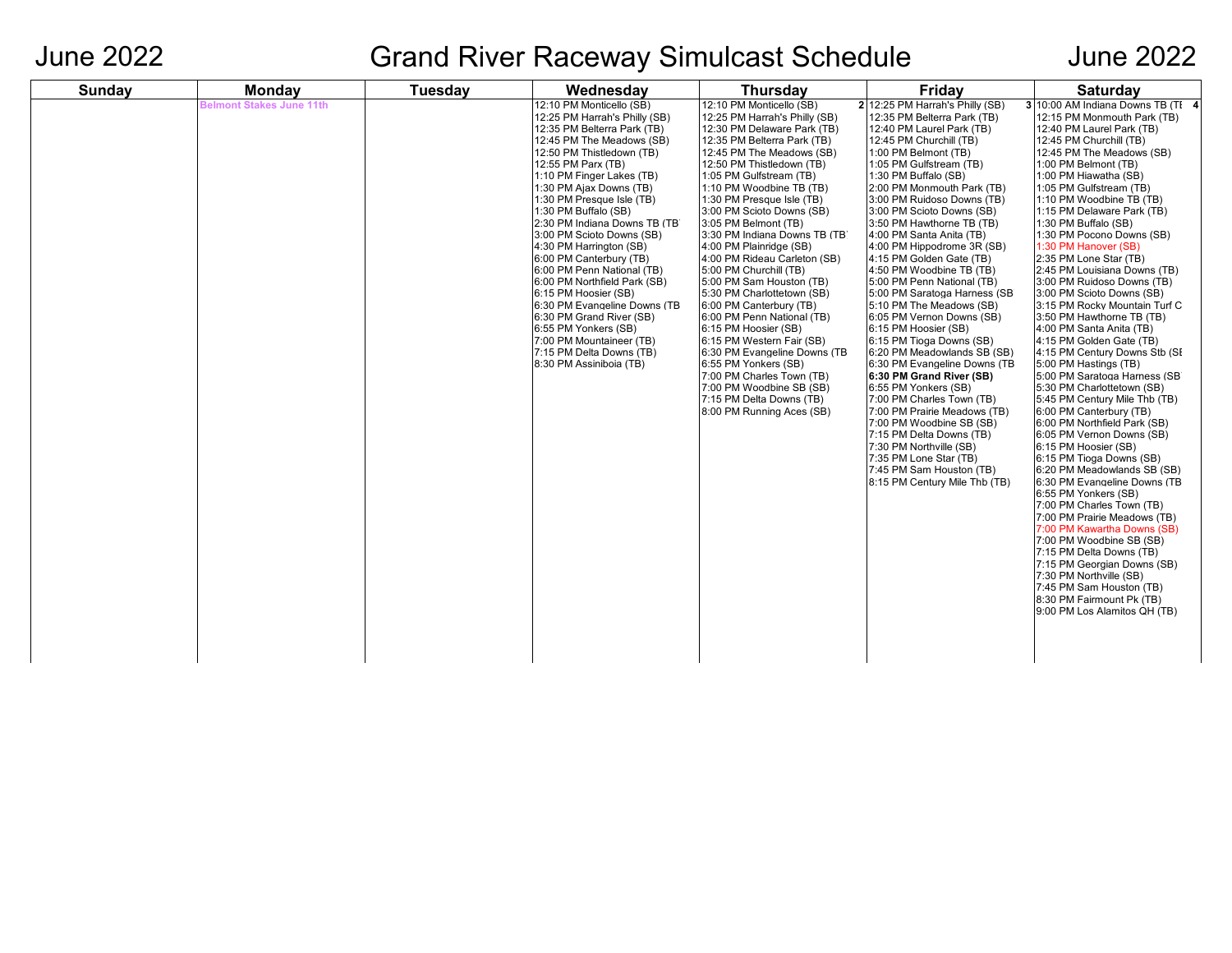# June 2022 Grand River Raceway Simulcast Schedule June 2022

| Sunday | Monday | Tuesday | Wednesday | Thursday | Friday | Saturday |
|---|---|---|---|---|---|---|
| | Belmont Stakes June 11th | | 12:10 PM Monticello (SB)<br>12:25 PM Harrah's Philly (SB)<br>12:35 PM Belterra Park (TB)<br>12:45 PM The Meadows (SB)<br>12:50 PM Thistledown (TB)<br>12:55 PM Parx (TB)<br>1:10 PM Finger Lakes (TB)<br>1:30 PM Ajax Downs (TB)<br>1:30 PM Presque Isle (TB)<br>1:30 PM Buffalo (SB)<br>2:30 PM Indiana Downs TB (TB<br>3:00 PM Scioto Downs (SB)<br>4:30 PM Harrington (SB)<br>6:00 PM Canterbury (TB)<br>6:00 PM Penn National (TB)<br>6:00 PM Northfield Park (SB)<br>6:15 PM Hoosier (SB)<br>6:30 PM Evangeline Downs (TB<br>6:30 PM Grand River (SB)<br>6:55 PM Yonkers (SB)<br>7:00 PM Mountaineer (TB)<br>7:15 PM Delta Downs (TB)<br>8:30 PM Assiniboia (TB) | 12:10 PM Monticello (SB)<br>12:25 PM Harrah's Philly (SB)<br>12:30 PM Delaware Park (TB)<br>12:35 PM Belterra Park (TB)<br>12:45 PM The Meadows (SB)<br>12:50 PM Thistledown (TB)<br>1:05 PM Gulfstream (TB)<br>1:10 PM Woodbine TB (TB)<br>1:30 PM Presque Isle (TB)<br>3:00 PM Scioto Downs (SB)<br>3:05 PM Belmont (TB)<br>3:30 PM Indiana Downs TB (TB<br>4:00 PM Plainridge (SB)<br>4:00 PM Rideau Carleton (SB)<br>5:00 PM Churchill (TB)<br>5:00 PM Sam Houston (TB)<br>5:30 PM Charlottetown (SB)<br>6:00 PM Canterbury (TB)<br>6:00 PM Penn National (TB)<br>6:15 PM Hoosier (SB)<br>6:15 PM Western Fair (SB)<br>6:30 PM Evangeline Downs (TB<br>6:55 PM Yonkers (SB)<br>7:00 PM Charles Town (TB)<br>7:00 PM Woodbine SB (SB)<br>7:15 PM Delta Downs (TB)<br>8:00 PM Running Aces (SB) | **2**<br>12:25 PM Harrah's Philly (SB)<br>12:35 PM Belterra Park (TB)<br>12:40 PM Laurel Park (TB)<br>12:45 PM Churchill (TB)<br>1:00 PM Belmont (TB)<br>1:05 PM Gulfstream (TB)<br>1:30 PM Buffalo (SB)<br>2:00 PM Monmouth Park (TB)<br>3:00 PM Ruidoso Downs (TB)<br>3:00 PM Scioto Downs (SB)<br>3:50 PM Hawthorne TB (TB)<br>4:00 PM Santa Anita (TB)<br>4:00 PM Hippodrome 3R (SB)<br>4:15 PM Golden Gate (TB)<br>4:50 PM Woodbine TB (TB)<br>5:00 PM Penn National (TB)<br>5:00 PM Saratoga Harness (SB<br>5:10 PM The Meadows (SB)<br>6:05 PM Vernon Downs (SB)<br>6:15 PM Hoosier (SB)<br>6:15 PM Tioga Downs (SB)<br>6:20 PM Meadowlands SB (SB)<br>6:30 PM Evangeline Downs (TB<br>**6:30 PM Grand River (SB)**<br>6:55 PM Yonkers (SB)<br>7:00 PM Charles Town (TB)<br>7:00 PM Prairie Meadows (TB)<br>7:00 PM Woodbine SB (SB)<br>7:15 PM Delta Downs (TB)<br>7:30 PM Northville (SB)<br>7:35 PM Lone Star (TB)<br>7:45 PM Sam Houston (TB)<br>8:15 PM Century Mile Thb (TB) | **3**<br>10:00 AM Indiana Downs TB (TE **4**<br>12:15 PM Monmouth Park (TB)<br>12:40 PM Laurel Park (TB)<br>12:45 PM Churchill (TB)<br>12:45 PM The Meadows (SB)<br>1:00 PM Belmont (TB)<br>1:00 PM Hiawatha (SB)<br>1:05 PM Gulfstream (TB)<br>1:10 PM Woodbine TB (TB)<br>1:15 PM Delaware Park (TB)<br>1:30 PM Buffalo (SB)<br>1:30 PM Pocono Downs (SB)<br>1:30 PM Hanover (SB)<br>2:35 PM Lone Star (TB)<br>2:45 PM Louisiana Downs (TB)<br>3:00 PM Ruidoso Downs (TB)<br>3:00 PM Scioto Downs (SB)<br>3:15 PM Rocky Mountain Turf C<br>3:50 PM Hawthorne TB (TB)<br>4:00 PM Santa Anita (TB)<br>4:15 PM Golden Gate (TB)<br>4:15 PM Century Downs Stb (SE<br>5:00 PM Hastings (TB)<br>5:00 PM Saratoga Harness (SB<br>5:30 PM Charlottetown (SB)<br>5:45 PM Century Mile Thb (TB)<br>6:00 PM Canterbury (TB)<br>6:00 PM Northfield Park (SB)<br>6:05 PM Vernon Downs (SB)<br>6:15 PM Hoosier (SB)<br>6:15 PM Tioga Downs (SB)<br>6:20 PM Meadowlands SB (SB)<br>6:30 PM Evangeline Downs (TB<br>6:55 PM Yonkers (SB)<br>7:00 PM Charles Town (TB)<br>7:00 PM Prairie Meadows (TB)<br>7:00 PM Kawartha Downs (SB)<br>7:00 PM Woodbine SB (SB)<br>7:15 PM Delta Downs (TB)<br>7:15 PM Georgian Downs (SB)<br>7:30 PM Northville (SB)<br>7:45 PM Sam Houston (TB)<br>8:30 PM Fairmount Pk (TB)<br>9:00 PM Los Alamitos QH (TB) |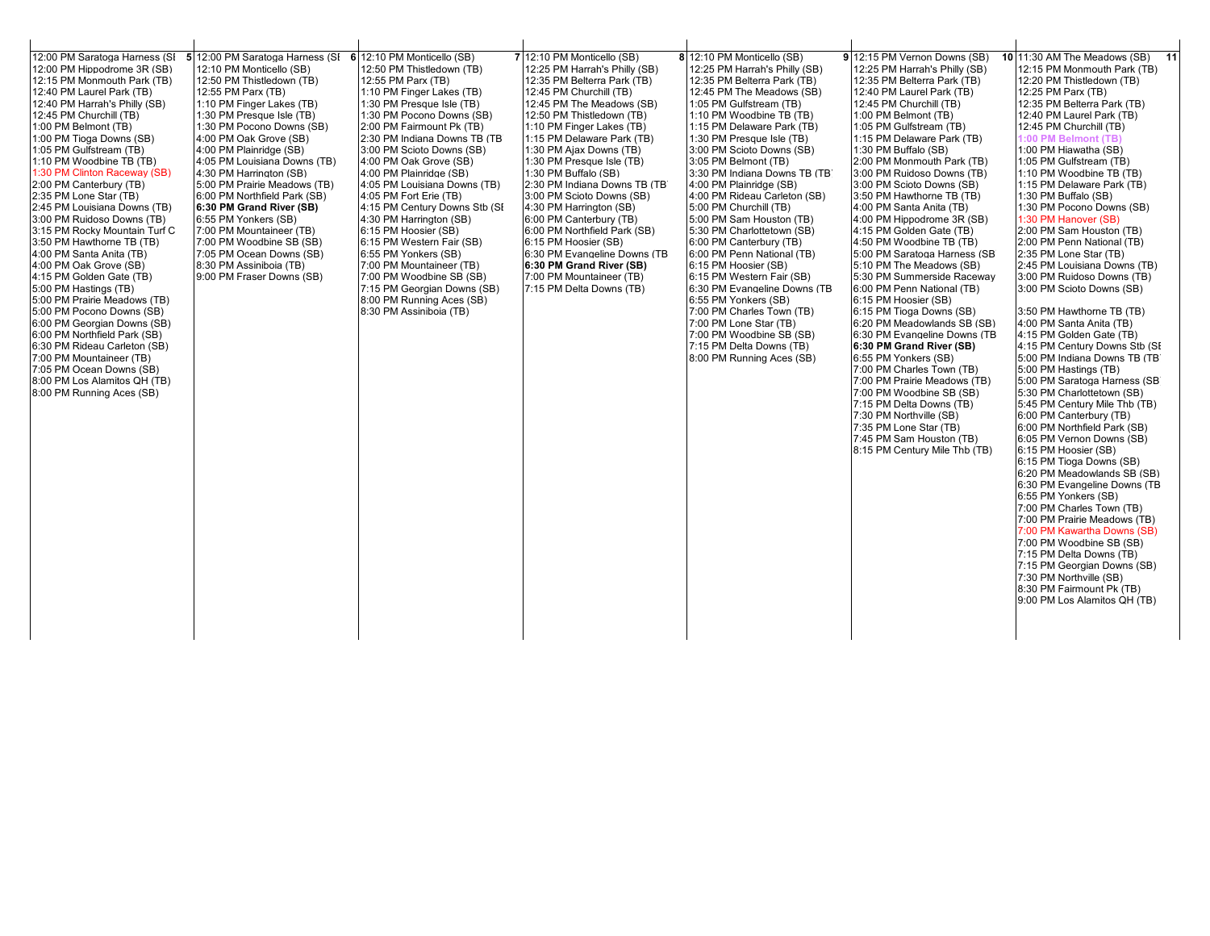**5**

- 12:00 PM Saratoga Harness (SI
- 12:00 PM Hippodrome 3R (SB)
- 12:15 PM Monmouth Park (TB)
- 12:40 PM Laurel Park (TB)
- 12:40 PM Harrah's Philly (SB)
- 12:45 PM Churchill (TB)
- 1:00 PM Belmont (TB)
- 1:00 PM Tioga Downs (SB)
- 1:05 PM Gulfstream (TB)
- 1:10 PM Woodbine TB (TB)
- 1:30 PM Clinton Raceway (SB)
- 2:00 PM Canterbury (TB)
- 2:35 PM Lone Star (TB)
- 2:45 PM Louisiana Downs (TB)
- 3:00 PM Ruidoso Downs (TB)
- 3:15 PM Rocky Mountain Turf C
- 3:50 PM Hawthorne TB (TB)
- 4:00 PM Santa Anita (TB)
- 4:00 PM Oak Grove (SB)
- 4:15 PM Golden Gate (TB)
- 5:00 PM Hastings (TB)
- 5:00 PM Prairie Meadows (TB)
- 5:00 PM Pocono Downs (SB)
- 6:00 PM Georgian Downs (SB)
- 6:00 PM Northfield Park (SB)
- 6:30 PM Rideau Carleton (SB)
- 7:00 PM Mountaineer (TB)
- 7:05 PM Ocean Downs (SB)
- 8:00 PM Los Alamitos QH (TB)
- 8:00 PM Running Aces (SB)

**6**

- 12:00 PM Saratoga Harness (SI
- 12:10 PM Monticello (SB)
- 12:50 PM Thistledown (TB)
- 12:55 PM Parx (TB)
- 1:10 PM Finger Lakes (TB)
- 1:30 PM Presque Isle (TB)
- 1:30 PM Pocono Downs (SB)
- 4:00 PM Oak Grove (SB)
- 4:00 PM Plainridge (SB)
- 4:05 PM Louisiana Downs (TB)
- 4:30 PM Harrington (SB)
- 5:00 PM Prairie Meadows (TB)
- 6:00 PM Northfield Park (SB)
- **6:30 PM Grand River (SB)**
- 6:55 PM Yonkers (SB)
- 7:00 PM Mountaineer (TB)
- 7:00 PM Woodbine SB (SB)
- 7:05 PM Ocean Downs (SB)
- 8:30 PM Assiniboia (TB)
- 9:00 PM Fraser Downs (SB)

**7**

- 12:10 PM Monticello (SB)
- 12:50 PM Thistledown (TB)
- 12:55 PM Parx (TB)
- 1:10 PM Finger Lakes (TB)
- 1:30 PM Presque Isle (TB)
- 1:30 PM Pocono Downs (SB)
- 2:00 PM Fairmount Pk (TB)
- 2:30 PM Indiana Downs TB (TB
- 3:00 PM Scioto Downs (SB)
- 4:00 PM Oak Grove (SB)
- 4:00 PM Plainridge (SB)
- 4:05 PM Louisiana Downs (TB)
- 4:05 PM Fort Erie (TB)
- 4:15 PM Century Downs Stb (SI
- 4:30 PM Harrington (SB)
- 6:15 PM Hoosier (SB)
- 6:15 PM Western Fair (SB)
- 6:55 PM Yonkers (SB)
- 7:00 PM Mountaineer (TB)
- 7:00 PM Woodbine SB (SB)
- 7:15 PM Georgian Downs (SB)
- 8:00 PM Running Aces (SB)
- 8:30 PM Assiniboia (TB)

**8**

- 12:10 PM Monticello (SB)
- 12:25 PM Harrah's Philly (SB)
- 12:35 PM Belterra Park (TB)
- 12:45 PM Churchill (TB)
- 12:45 PM The Meadows (SB)
- 1:10 PM Finger Lakes (TB)
- 1:15 PM Delaware Park (TB)
- 1:30 PM Ajax Downs (TB)
- 1:30 PM Presque Isle (TB)
- 1:30 PM Buffalo (SB)
- 2:30 PM Indiana Downs TB (TB
- 3:00 PM Scioto Downs (SB)
- 4:30 PM Harrington (SB)
- 6:00 PM Canterbury (TB)
- 6:00 PM Northfield Park (SB)
- 6:15 PM Hoosier (SB)
- 6:30 PM Evangeline Downs (TB
- **6:30 PM Grand River (SB)**
- 7:00 PM Mountaineer (TB)
- 7:15 PM Delta Downs (TB)

**9**

- 12:10 PM Monticello (SB)
- 12:25 PM Harrah's Philly (SB)
- 12:35 PM Belterra Park (TB)
- 12:45 PM The Meadows (SB)
- 1:05 PM Gulfstream (TB)
- 1:10 PM Woodbine TB (TB)
- 1:15 PM Delaware Park (TB)
- 1:30 PM Presque Isle (TB)
- 3:00 PM Scioto Downs (SB)
- 3:05 PM Belmont (TB)
- 3:30 PM Indiana Downs TB (TB
- 4:00 PM Plainridge (SB)
- 4:00 PM Rideau Carleton (SB)
- 5:00 PM Churchill (TB)
- 5:00 PM Sam Houston (TB)
- 5:30 PM Charlottetown (SB)
- 6:00 PM Canterbury (TB)
- 6:00 PM Penn National (TB)
- 6:15 PM Hoosier (SB)
- 6:15 PM Western Fair (SB)
- 6:30 PM Evangeline Downs (TB
- 6:55 PM Yonkers (SB)
- 7:00 PM Charles Town (TB)
- 7:00 PM Lone Star (TB)
- 7:00 PM Woodbine SB (SB)
- 7:15 PM Delta Downs (TB)
- 8:00 PM Running Aces (SB)

**10**

- 12:15 PM Vernon Downs (SB)
- 12:25 PM Harrah's Philly (SB)
- 12:35 PM Belterra Park (TB)
- 12:40 PM Laurel Park (TB)
- 12:45 PM Churchill (TB)
- 1:00 PM Belmont (TB)
- 1:05 PM Gulfstream (TB)
- 1:15 PM Delaware Park (TB)
- 1:30 PM Buffalo (SB)
- 2:00 PM Monmouth Park (TB)
- 3:00 PM Ruidoso Downs (TB)
- 3:00 PM Scioto Downs (SB)
- 3:50 PM Hawthorne TB (TB)
- 4:00 PM Santa Anita (TB)
- 4:00 PM Hippodrome 3R (SB)
- 4:15 PM Golden Gate (TB)
- 4:50 PM Woodbine TB (TB)
- 5:00 PM Saratoga Harness (SB
- 5:10 PM The Meadows (SB)
- 5:30 PM Summerside Raceway
- 6:00 PM Penn National (TB)
- 6:15 PM Hoosier (SB)
- 6:15 PM Tioga Downs (SB)
- 6:20 PM Meadowlands SB (SB)
- 6:30 PM Evangeline Downs (TB
- **6:30 PM Grand River (SB)**
- 6:55 PM Yonkers (SB)
- 7:00 PM Charles Town (TB)
- 7:00 PM Prairie Meadows (TB)
- 7:00 PM Woodbine SB (SB)
- 7:15 PM Delta Downs (TB)
- 7:30 PM Northville (SB)
- 7:35 PM Lone Star (TB)
- 7:45 PM Sam Houston (TB)
- 8:15 PM Century Mile Thb (TB)

**11**

- 11:30 AM The Meadows (SB)
- 12:15 PM Monmouth Park (TB)
- 12:20 PM Thistledown (TB)
- 12:25 PM Parx (TB)
- 12:35 PM Belterra Park (TB)
- 12:40 PM Laurel Park (TB)
- 12:45 PM Churchill (TB)
- **1:00 PM Belmont (TB)**
- 1:00 PM Hiawatha (SB)
- 1:05 PM Gulfstream (TB)
- 1:10 PM Woodbine TB (TB)
- 1:15 PM Delaware Park (TB)
- 1:30 PM Buffalo (SB)
- 1:30 PM Pocono Downs (SB)
- 1:30 PM Hanover (SB)
- 2:00 PM Sam Houston (TB)
- 2:00 PM Penn National (TB)
- 2:35 PM Lone Star (TB)
- 2:45 PM Louisiana Downs (TB)
- 3:00 PM Ruidoso Downs (TB)
- 3:00 PM Scioto Downs (SB)
- 3:50 PM Hawthorne TB (TB)
- 4:00 PM Santa Anita (TB)
- 4:15 PM Golden Gate (TB)
- 4:15 PM Century Downs Stb (SI
- 5:00 PM Indiana Downs TB (TB
- 5:00 PM Hastings (TB)
- 5:00 PM Saratoga Harness (SB
- 5:30 PM Charlottetown (SB)
- 5:45 PM Century Mile Thb (TB)
- 6:00 PM Canterbury (TB)
- 6:00 PM Northfield Park (SB)
- 6:05 PM Vernon Downs (SB)
- 6:15 PM Hoosier (SB)
- 6:15 PM Tioga Downs (SB)
- 6:20 PM Meadowlands SB (SB)
- 6:30 PM Evangeline Downs (TB
- 6:55 PM Yonkers (SB)
- 7:00 PM Charles Town (TB)
- 7:00 PM Prairie Meadows (TB)
- 7:00 PM Kawartha Downs (SB)
- 7:00 PM Woodbine SB (SB)
- 7:15 PM Delta Downs (TB)
- 7:15 PM Georgian Downs (SB)
- 7:30 PM Northville (SB)
- 8:30 PM Fairmount Pk (TB)
- 9:00 PM Los Alamitos QH (TB)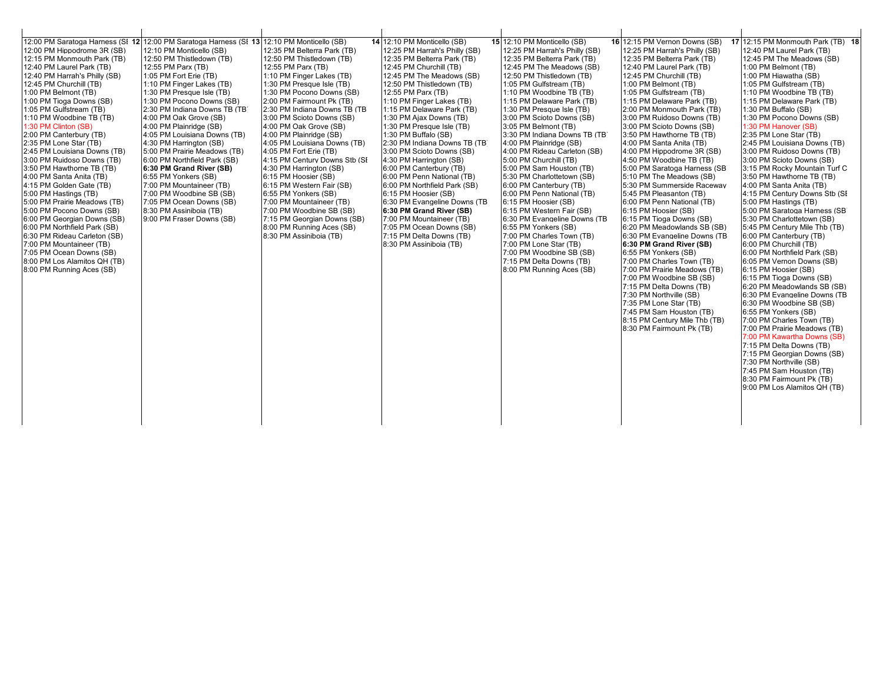| 12 | 13 | 14 | 15 | 16 | 17 | 18 |
|---|---|---|---|---|---|---|
| 12:00 PM Saratoga Harness (SI | 12:00 PM Saratoga Harness (SI | 12:10 PM Monticello (SB) | 12:10 PM Monticello (SB) | 12:10 PM Monticello (SB) | 12:15 PM Vernon Downs (SB) | 12:15 PM Monmouth Park (TB) |
| 12:00 PM Hippodrome 3R (SB) | 12:10 PM Monticello (SB) | 12:35 PM Belterra Park (TB) | 12:25 PM Harrah's Philly (SB) | 12:25 PM Harrah's Philly (SB) | 12:25 PM Harrah's Philly (SB) | 12:40 PM Laurel Park (TB) |
| 12:15 PM Monmouth Park (TB) | 12:50 PM Thistledown (TB) | 12:50 PM Thistledown (TB) | 12:35 PM Belterra Park (TB) | 12:35 PM Belterra Park (TB) | 12:35 PM Belterra Park (TB) | 12:45 PM The Meadows (SB) |
| 12:40 PM Laurel Park (TB) | 12:55 PM Parx (TB) | 12:55 PM Parx (TB) | 12:45 PM Churchill (TB) | 12:45 PM The Meadows (SB) | 12:40 PM Laurel Park (TB) | 1:00 PM Belmont (TB) |
| 12:40 PM Harrah's Philly (SB) | 1:05 PM Fort Erie (TB) | 1:10 PM Finger Lakes (TB) | 12:45 PM The Meadows (SB) | 12:50 PM Thistledown (TB) | 12:45 PM Churchill (TB) | 1:00 PM Hiawatha (SB) |
| 12:45 PM Churchill (TB) | 1:10 PM Finger Lakes (TB) | 1:30 PM Presque Isle (TB) | 12:50 PM Thistledown (TB) | 1:05 PM Gulfstream (TB) | 1:00 PM Belmont (TB) | 1:05 PM Gulfstream (TB) |
| 1:00 PM Belmont (TB) | 1:30 PM Presque Isle (TB) | 1:30 PM Pocono Downs (SB) | 12:55 PM Parx (TB) | 1:10 PM Woodbine TB (TB) | 1:05 PM Gulfstream (TB) | 1:10 PM Woodbine TB (TB) |
| 1:00 PM Tioga Downs (SB) | 1:30 PM Pocono Downs (SB) | 2:00 PM Fairmount Pk (TB) | 1:10 PM Finger Lakes (TB) | 1:15 PM Delaware Park (TB) | 1:15 PM Delaware Park (TB) | 1:15 PM Delaware Park (TB) |
| 1:05 PM Gulfstream (TB) | 2:30 PM Indiana Downs TB (TB | 2:30 PM Indiana Downs TB (TB | 1:15 PM Delaware Park (TB) | 1:30 PM Presque Isle (TB) | 2:00 PM Monmouth Park (TB) | 1:30 PM Buffalo (SB) |
| 1:10 PM Woodbine TB (TB) | 4:00 PM Oak Grove (SB) | 3:00 PM Scioto Downs (SB) | 1:30 PM Ajax Downs (TB) | 3:00 PM Scioto Downs (SB) | 3:00 PM Ruidoso Downs (TB) | 1:30 PM Pocono Downs (SB) |
| 1:30 PM Clinton (SB) | 4:00 PM Plainridge (SB) | 4:00 PM Oak Grove (SB) | 1:30 PM Presque Isle (TB) | 3:05 PM Belmont (TB) | 3:00 PM Scioto Downs (SB) | 1:30 PM Hanover (SB) |
| 2:00 PM Canterbury (TB) | 4:05 PM Louisiana Downs (TB) | 4:00 PM Plainridge (SB) | 1:30 PM Buffalo (SB) | 3:30 PM Indiana Downs TB (TB | 3:50 PM Hawthorne TB (TB) | 2:35 PM Lone Star (TB) |
| 2:35 PM Lone Star (TB) | 4:30 PM Harrington (SB) | 4:05 PM Louisiana Downs (TB) | 2:30 PM Indiana Downs TB (TB | 4:00 PM Plainridge (SB) | 4:00 PM Santa Anita (TB) | 2:45 PM Louisiana Downs (TB) |
| 2:45 PM Louisiana Downs (TB) | 5:00 PM Prairie Meadows (TB) | 4:05 PM Fort Erie (TB) | 3:00 PM Scioto Downs (SB) | 4:00 PM Rideau Carleton (SB) | 4:00 PM Hippodrome 3R (SB) | 3:00 PM Ruidoso Downs (TB) |
| 3:00 PM Ruidoso Downs (TB) | 6:00 PM Northfield Park (SB) | 4:15 PM Century Downs Stb (SI | 4:30 PM Harrington (SB) | 5:00 PM Churchill (TB) | 4:50 PM Woodbine TB (TB) | 3:00 PM Scioto Downs (SB) |
| 3:50 PM Hawthorne TB (TB) | **6:30 PM Grand River (SB)** | 4:30 PM Harrington (SB) | 6:00 PM Canterbury (TB) | 5:00 PM Sam Houston (TB) | 5:00 PM Saratoga Harness (SB | 3:15 PM Rocky Mountain Turf C |
| 4:00 PM Santa Anita (TB) | 6:55 PM Yonkers (SB) | 6:15 PM Hoosier (SB) | 6:00 PM Penn National (TB) | 5:30 PM Charlottetown (SB) | 5:10 PM The Meadows (SB) | 3:50 PM Hawthorne TB (TB) |
| 4:15 PM Golden Gate (TB) | 7:00 PM Mountaineer (TB) | 6:15 PM Western Fair (SB) | 6:00 PM Northfield Park (SB) | 6:00 PM Canterbury (TB) | 5:30 PM Summerside Raceway | 4:00 PM Santa Anita (TB) |
| 5:00 PM Hastings (TB) | 7:00 PM Woodbine SB (SB) | 6:55 PM Yonkers (SB) | 6:15 PM Hoosier (SB) | 6:00 PM Penn National (TB) | 5:45 PM Pleasanton (TB) | 4:15 PM Century Downs Stb (SI |
| 5:00 PM Prairie Meadows (TB) | 7:05 PM Ocean Downs (SB) | 7:00 PM Mountaineer (TB) | 6:30 PM Evangeline Downs (TB | 6:15 PM Hoosier (SB) | 6:00 PM Penn National (TB) | 5:00 PM Hastings (TB) |
| 5:00 PM Pocono Downs (SB) | 8:30 PM Assiniboia (TB) | 7:00 PM Woodbine SB (SB) | **6:30 PM Grand River (SB)** | 6:15 PM Western Fair (SB) | 6:15 PM Hoosier (SB) | 5:00 PM Saratoga Harness (SB |
| 6:00 PM Georgian Downs (SB) | 9:00 PM Fraser Downs (SB) | 7:15 PM Georgian Downs (SB) | 7:00 PM Mountaineer (TB) | 6:30 PM Evangeline Downs (TB | 6:15 PM Tioga Downs (SB) | 5:30 PM Charlottetown (SB) |
| 6:00 PM Northfield Park (SB) | | 8:00 PM Running Aces (SB) | 7:05 PM Ocean Downs (SB) | 6:55 PM Yonkers (SB) | 6:20 PM Meadowlands SB (SB) | 5:45 PM Century Mile Thb (TB) |
| 6:30 PM Rideau Carleton (SB) | | 8:30 PM Assiniboia (TB) | 7:15 PM Delta Downs (TB) | 7:00 PM Charles Town (TB) | 6:30 PM Evangeline Downs (TB | 6:00 PM Canterbury (TB) |
| 7:00 PM Mountaineer (TB) | | | 8:30 PM Assiniboia (TB) | 7:00 PM Lone Star (TB) | **6:30 PM Grand River (SB)** | 6:00 PM Churchill (TB) |
| 7:05 PM Ocean Downs (SB) | | | | 7:00 PM Woodbine SB (SB) | 6:55 PM Yonkers (SB) | 6:00 PM Northfield Park (SB) |
| 8:00 PM Los Alamitos QH (TB) | | | | 7:15 PM Delta Downs (TB) | 7:00 PM Charles Town (TB) | 6:05 PM Vernon Downs (SB) |
| 8:00 PM Running Aces (SB) | | | | 8:00 PM Running Aces (SB) | 7:00 PM Prairie Meadows (TB) | 6:15 PM Hoosier (SB) |
| | | | | | 7:00 PM Woodbine SB (SB) | 6:15 PM Tioga Downs (SB) |
| | | | | | 7:15 PM Delta Downs (TB) | 6:20 PM Meadowlands SB (SB) |
| | | | | | 7:30 PM Northville (SB) | 6:30 PM Evangeline Downs (TB |
| | | | | | 7:35 PM Lone Star (TB) | 6:30 PM Woodbine SB (SB) |
| | | | | | 7:45 PM Sam Houston (TB) | 6:55 PM Yonkers (SB) |
| | | | | | 8:15 PM Century Mile Thb (TB) | 7:00 PM Charles Town (TB) |
| | | | | | 8:30 PM Fairmount Pk (TB) | 7:00 PM Prairie Meadows (TB) |
| | | | | | | 7:00 PM Kawartha Downs (SB) |
| | | | | | | 7:15 PM Delta Downs (TB) |
| | | | | | | 7:15 PM Georgian Downs (SB) |
| | | | | | | 7:30 PM Northville (SB) |
| | | | | | | 7:45 PM Sam Houston (TB) |
| | | | | | | 8:30 PM Fairmount Pk (TB) |
| | | | | | | 9:00 PM Los Alamitos QH (TB) |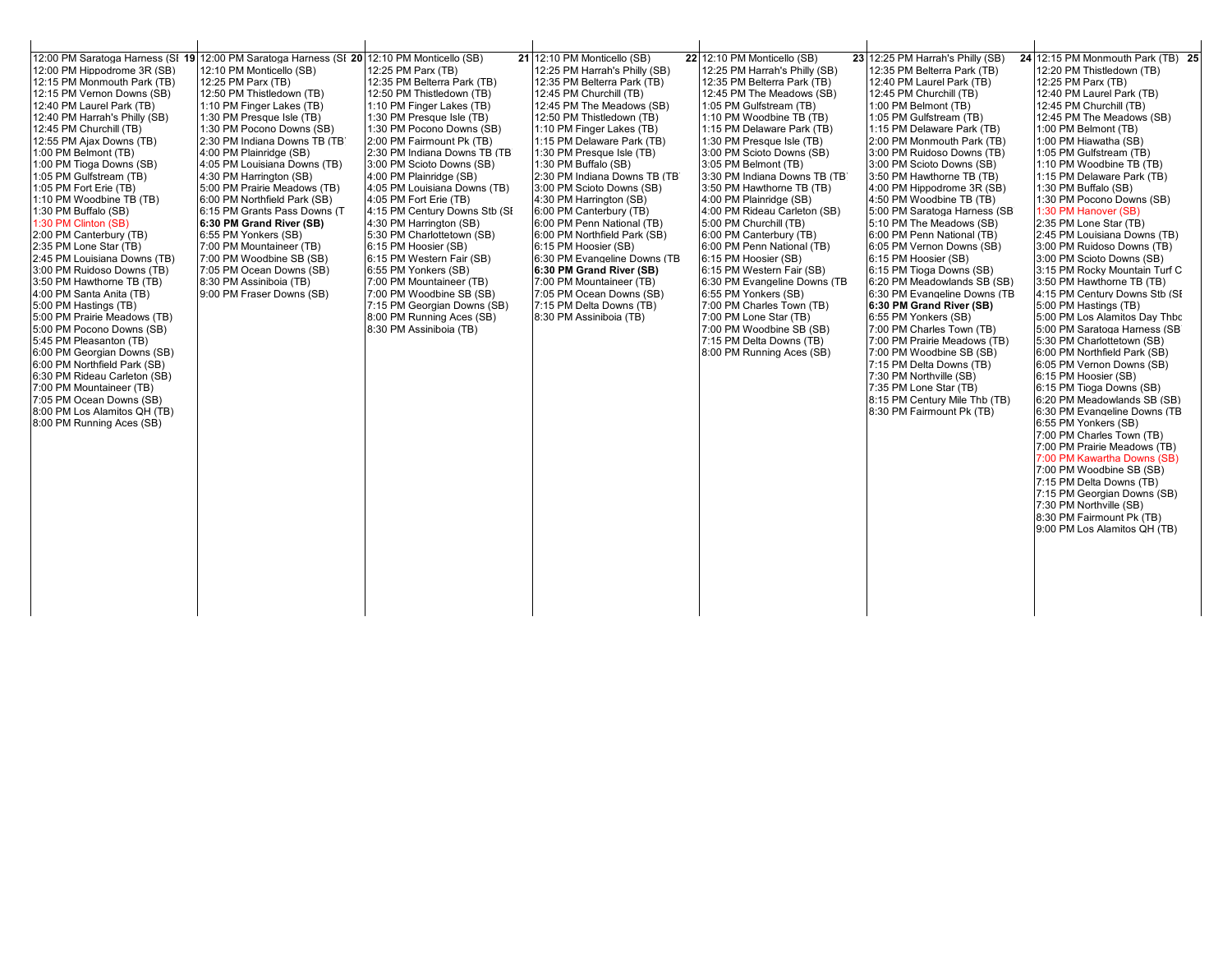| 19 | 20 | 21 | 22 | 23 | 24 | 25 |
|---|---|---|---|---|---|---|
| 12:00 PM Saratoga Harness (SI | 12:00 PM Saratoga Harness (SI | 12:10 PM Monticello (SB) | 12:10 PM Monticello (SB) | 12:10 PM Monticello (SB) | 12:25 PM Harrah's Philly (SB) | 12:15 PM Monmouth Park (TB) |
| 12:00 PM Hippodrome 3R (SB) | 12:10 PM Monticello (SB) | 12:25 PM Parx (TB) | 12:25 PM Harrah's Philly (SB) | 12:25 PM Harrah's Philly (SB) | 12:35 PM Belterra Park (TB) | 12:20 PM Thistledown (TB) |
| 12:15 PM Monmouth Park (TB) | 12:25 PM Parx (TB) | 12:35 PM Belterra Park (TB) | 12:35 PM Belterra Park (TB) | 12:35 PM Belterra Park (TB) | 12:40 PM Laurel Park (TB) | 12:25 PM Parx (TB) |
| 12:15 PM Vernon Downs (SB) | 12:50 PM Thistledown (TB) | 12:50 PM Thistledown (TB) | 12:45 PM Churchill (TB) | 12:45 PM The Meadows (SB) | 12:45 PM Churchill (TB) | 12:40 PM Laurel Park (TB) |
| 12:40 PM Laurel Park (TB) | 1:10 PM Finger Lakes (TB) | 1:10 PM Finger Lakes (TB) | 12:45 PM The Meadows (SB) | 1:05 PM Gulfstream (TB) | 1:00 PM Belmont (TB) | 12:45 PM Churchill (TB) |
| 12:40 PM Harrah's Philly (SB) | 1:30 PM Presque Isle (TB) | 1:30 PM Presque Isle (TB) | 12:50 PM Thistledown (TB) | 1:10 PM Woodbine TB (TB) | 1:05 PM Gulfstream (TB) | 12:45 PM The Meadows (SB) |
| 12:45 PM Churchill (TB) | 1:30 PM Pocono Downs (SB) | 1:30 PM Pocono Downs (SB) | 1:10 PM Finger Lakes (TB) | 1:15 PM Delaware Park (TB) | 1:15 PM Delaware Park (TB) | 1:00 PM Belmont (TB) |
| 12:55 PM Ajax Downs (TB) | 2:30 PM Indiana Downs TB (TB | 2:00 PM Fairmount Pk (TB) | 1:15 PM Delaware Park (TB) | 1:30 PM Presque Isle (TB) | 2:00 PM Monmouth Park (TB) | 1:00 PM Hiawatha (SB) |
| 1:00 PM Belmont (TB) | 4:00 PM Plainridge (SB) | 2:30 PM Indiana Downs TB (TB | 1:30 PM Presque Isle (TB) | 3:00 PM Scioto Downs (SB) | 3:00 PM Ruidoso Downs (TB) | 1:05 PM Gulfstream (TB) |
| 1:00 PM Tioga Downs (SB) | 4:05 PM Louisiana Downs (TB) | 3:00 PM Scioto Downs (SB) | 1:30 PM Buffalo (SB) | 3:05 PM Belmont (TB) | 3:00 PM Scioto Downs (SB) | 1:10 PM Woodbine TB (TB) |
| 1:05 PM Gulfstream (TB) | 4:30 PM Harrington (SB) | 4:00 PM Plainridge (SB) | 2:30 PM Indiana Downs TB (TB | 3:30 PM Indiana Downs TB (TB | 3:50 PM Hawthorne TB (TB) | 1:15 PM Delaware Park (TB) |
| 1:05 PM Fort Erie (TB) | 5:00 PM Prairie Meadows (TB) | 4:05 PM Louisiana Downs (TB) | 3:00 PM Scioto Downs (SB) | 3:50 PM Hawthorne TB (TB) | 4:00 PM Hippodrome 3R (SB) | 1:30 PM Buffalo (SB) |
| 1:10 PM Woodbine TB (TB) | 6:00 PM Northfield Park (SB) | 4:05 PM Fort Erie (TB) | 4:30 PM Harrington (SB) | 4:00 PM Plainridge (SB) | 4:50 PM Woodbine TB (TB) | 1:30 PM Pocono Downs (SB) |
| 1:30 PM Buffalo (SB) | 6:15 PM Grants Pass Downs (T | 4:15 PM Century Downs Stb (SI | 6:00 PM Canterbury (TB) | 4:00 PM Rideau Carleton (SB) | 5:00 PM Saratoga Harness (SB | 1:30 PM Hanover (SB) |
| 1:30 PM Clinton (SB) | **6:30 PM Grand River (SB)** | 4:30 PM Harrington (SB) | 6:00 PM Penn National (TB) | 5:00 PM Churchill (TB) | 5:10 PM The Meadows (SB) | 2:35 PM Lone Star (TB) |
| 2:00 PM Canterbury (TB) | 6:55 PM Yonkers (SB) | 5:30 PM Charlottetown (SB) | 6:00 PM Northfield Park (SB) | 6:00 PM Canterbury (TB) | 6:00 PM Penn National (TB) | 2:45 PM Louisiana Downs (TB) |
| 2:35 PM Lone Star (TB) | 7:00 PM Mountaineer (TB) | 6:15 PM Hoosier (SB) | 6:15 PM Hoosier (SB) | 6:00 PM Penn National (TB) | 6:05 PM Vernon Downs (SB) | 3:00 PM Ruidoso Downs (TB) |
| 2:45 PM Louisiana Downs (TB) | 7:00 PM Woodbine SB (SB) | 6:15 PM Western Fair (SB) | 6:30 PM Evangeline Downs (TB | 6:15 PM Hoosier (SB) | 6:15 PM Hoosier (SB) | 3:00 PM Scioto Downs (SB) |
| 3:00 PM Ruidoso Downs (TB) | 7:05 PM Ocean Downs (SB) | 6:55 PM Yonkers (SB) | **6:30 PM Grand River (SB)** | 6:15 PM Western Fair (SB) | 6:15 PM Tioga Downs (SB) | 3:15 PM Rocky Mountain Turf C |
| 3:50 PM Hawthorne TB (TB) | 8:30 PM Assiniboia (TB) | 7:00 PM Mountaineer (TB) | 7:00 PM Mountaineer (TB) | 6:30 PM Evangeline Downs (TB | 6:20 PM Meadowlands SB (SB) | 3:50 PM Hawthorne TB (TB) |
| 4:00 PM Santa Anita (TB) | 9:00 PM Fraser Downs (SB) | 7:00 PM Woodbine SB (SB) | 7:05 PM Ocean Downs (SB) | 6:55 PM Yonkers (SB) | 6:30 PM Evangeline Downs (TB | 4:15 PM Century Downs Stb (SI |
| 5:00 PM Hastings (TB) | | 7:15 PM Georgian Downs (SB) | 7:15 PM Delta Downs (TB) | 7:00 PM Charles Town (TB) | **6:30 PM Grand River (SB)** | 5:00 PM Hastings (TB) |
| 5:00 PM Prairie Meadows (TB) | | 8:00 PM Running Aces (SB) | 8:30 PM Assiniboia (TB) | 7:00 PM Lone Star (TB) | 6:55 PM Yonkers (SB) | 5:00 PM Los Alamitos Day Thbc |
| 5:00 PM Pocono Downs (SB) | | 8:30 PM Assiniboia (TB) | | 7:00 PM Woodbine SB (SB) | 7:00 PM Charles Town (TB) | 5:00 PM Saratoga Harness (SB |
| 5:45 PM Pleasanton (TB) | | | | 7:15 PM Delta Downs (TB) | 7:00 PM Prairie Meadows (TB) | 5:30 PM Charlottetown (SB) |
| 6:00 PM Georgian Downs (SB) | | | | 8:00 PM Running Aces (SB) | 7:00 PM Woodbine SB (SB) | 6:00 PM Northfield Park (SB) |
| 6:00 PM Northfield Park (SB) | | | | | 7:15 PM Delta Downs (TB) | 6:05 PM Vernon Downs (SB) |
| 6:30 PM Rideau Carleton (SB) | | | | | 7:30 PM Northville (SB) | 6:15 PM Hoosier (SB) |
| 7:00 PM Mountaineer (TB) | | | | | 7:35 PM Lone Star (TB) | 6:15 PM Tioga Downs (SB) |
| 7:05 PM Ocean Downs (SB) | | | | | 8:15 PM Century Mile Thb (TB) | 6:20 PM Meadowlands SB (SB) |
| 8:00 PM Los Alamitos QH (TB) | | | | | 8:30 PM Fairmount Pk (TB) | 6:30 PM Evangeline Downs (TB |
| 8:00 PM Running Aces (SB) | | | | | | 6:55 PM Yonkers (SB) |
| | | | | | | 7:00 PM Charles Town (TB) |
| | | | | | | 7:00 PM Prairie Meadows (TB) |
| | | | | | | 7:00 PM Kawartha Downs (SB) |
| | | | | | | 7:00 PM Woodbine SB (SB) |
| | | | | | | 7:15 PM Delta Downs (TB) |
| | | | | | | 7:15 PM Georgian Downs (SB) |
| | | | | | | 7:30 PM Northville (SB) |
| | | | | | | 8:30 PM Fairmount Pk (TB) |
| | | | | | | 9:00 PM Los Alamitos QH (TB) |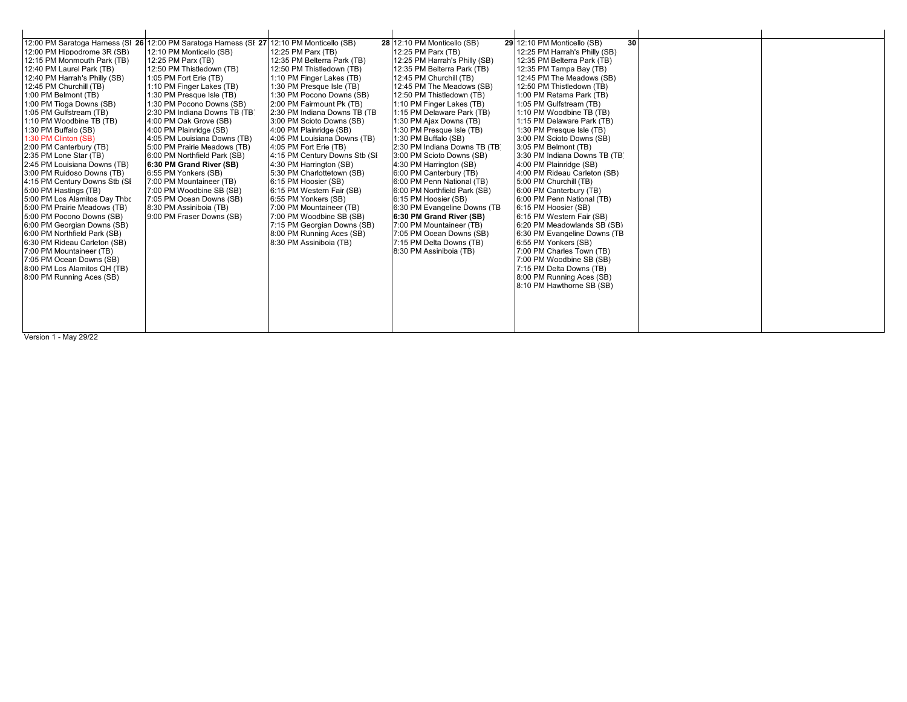| | | | | | | |
|---|---|---|---|---|---|---|
| 12:00 PM Saratoga Harness (SI **26**<br>12:00 PM Hippodrome 3R (SB)<br>12:15 PM Monmouth Park (TB)<br>12:40 PM Laurel Park (TB)<br>12:40 PM Harrah's Philly (SB)<br>12:45 PM Churchill (TB)<br>1:00 PM Belmont (TB)<br>1:00 PM Tioga Downs (SB)<br>1:05 PM Gulfstream (TB)<br>1:10 PM Woodbine TB (TB)<br>1:30 PM Buffalo (SB)<br>1:30 PM Clinton (SB)<br>2:00 PM Canterbury (TB)<br>2:35 PM Lone Star (TB)<br>2:45 PM Louisiana Downs (TB)<br>3:00 PM Ruidoso Downs (TB)<br>4:15 PM Century Downs Stb (SI<br>5:00 PM Hastings (TB)<br>5:00 PM Los Alamitos Day Thbc<br>5:00 PM Prairie Meadows (TB)<br>5:00 PM Pocono Downs (SB)<br>6:00 PM Georgian Downs (SB)<br>6:00 PM Northfield Park (SB)<br>6:30 PM Rideau Carleton (SB)<br>7:00 PM Mountaineer (TB)<br>7:05 PM Ocean Downs (SB)<br>8:00 PM Los Alamitos QH (TB)<br>8:00 PM Running Aces (SB) | 12:00 PM Saratoga Harness (SI **27**<br>12:10 PM Monticello (SB)<br>12:25 PM Parx (TB)<br>12:50 PM Thistledown (TB)<br>1:05 PM Fort Erie (TB)<br>1:10 PM Finger Lakes (TB)<br>1:30 PM Presque Isle (TB)<br>1:30 PM Pocono Downs (SB)<br>2:30 PM Indiana Downs TB (TB<br>4:00 PM Oak Grove (SB)<br>4:00 PM Plainridge (SB)<br>4:05 PM Louisiana Downs (TB)<br>5:00 PM Prairie Meadows (TB)<br>6:00 PM Northfield Park (SB)<br>**6:30 PM Grand River (SB)**<br>6:55 PM Yonkers (SB)<br>7:00 PM Mountaineer (TB)<br>7:00 PM Woodbine SB (SB)<br>7:05 PM Ocean Downs (SB)<br>8:30 PM Assiniboia (TB)<br>9:00 PM Fraser Downs (SB) | 12:10 PM Monticello (SB) **28**<br>12:25 PM Parx (TB)<br>12:35 PM Belterra Park (TB)<br>12:50 PM Thistledown (TB)<br>1:10 PM Finger Lakes (TB)<br>1:30 PM Presque Isle (TB)<br>1:30 PM Pocono Downs (SB)<br>2:00 PM Fairmount Pk (TB)<br>2:30 PM Indiana Downs TB (TB<br>3:00 PM Scioto Downs (SB)<br>4:00 PM Plainridge (SB)<br>4:05 PM Louisiana Downs (TB)<br>4:05 PM Fort Erie (TB)<br>4:15 PM Century Downs Stb (SI<br>4:30 PM Harrington (SB)<br>5:30 PM Charlottetown (SB)<br>6:15 PM Hoosier (SB)<br>6:15 PM Western Fair (SB)<br>6:55 PM Yonkers (SB)<br>7:00 PM Mountaineer (TB)<br>7:00 PM Woodbine SB (SB)<br>7:15 PM Georgian Downs (SB)<br>8:00 PM Running Aces (SB)<br>8:30 PM Assiniboia (TB) | 12:10 PM Monticello (SB) **29**<br>12:25 PM Parx (TB)<br>12:25 PM Harrah's Philly (SB)<br>12:35 PM Belterra Park (TB)<br>12:45 PM Churchill (TB)<br>12:45 PM The Meadows (SB)<br>12:50 PM Thistledown (TB)<br>1:10 PM Finger Lakes (TB)<br>1:15 PM Delaware Park (TB)<br>1:30 PM Ajax Downs (TB)<br>1:30 PM Presque Isle (TB)<br>1:30 PM Buffalo (SB)<br>2:30 PM Indiana Downs TB (TB<br>3:00 PM Scioto Downs (SB)<br>4:30 PM Harrington (SB)<br>6:00 PM Canterbury (TB)<br>6:00 PM Penn National (TB)<br>6:00 PM Northfield Park (SB)<br>6:15 PM Hoosier (SB)<br>6:30 PM Evangeline Downs (TB<br>**6:30 PM Grand River (SB)**<br>7:00 PM Mountaineer (TB)<br>7:05 PM Ocean Downs (SB)<br>7:15 PM Delta Downs (TB)<br>8:30 PM Assiniboia (TB) | 12:10 PM Monticello (SB) **30**<br>12:25 PM Harrah's Philly (SB)<br>12:35 PM Belterra Park (TB)<br>12:35 PM Tampa Bay (TB)<br>12:45 PM The Meadows (SB)<br>12:50 PM Thistledown (TB)<br>1:00 PM Retama Park (TB)<br>1:05 PM Gulfstream (TB)<br>1:10 PM Woodbine TB (TB)<br>1:15 PM Delaware Park (TB)<br>1:30 PM Presque Isle (TB)<br>3:00 PM Scioto Downs (SB)<br>3:05 PM Belmont (TB)<br>3:30 PM Indiana Downs TB (TB<br>4:00 PM Plainridge (SB)<br>4:00 PM Rideau Carleton (SB)<br>5:00 PM Churchill (TB)<br>6:00 PM Canterbury (TB)<br>6:00 PM Penn National (TB)<br>6:15 PM Hoosier (SB)<br>6:15 PM Western Fair (SB)<br>6:20 PM Meadowlands SB (SB)<br>6:30 PM Evangeline Downs (TB<br>6:55 PM Yonkers (SB)<br>7:00 PM Charles Town (TB)<br>7:00 PM Woodbine SB (SB)<br>7:15 PM Delta Downs (TB)<br>8:00 PM Running Aces (SB)<br>8:10 PM Hawthorne SB (SB) | | |

Version 1 - May 29/22